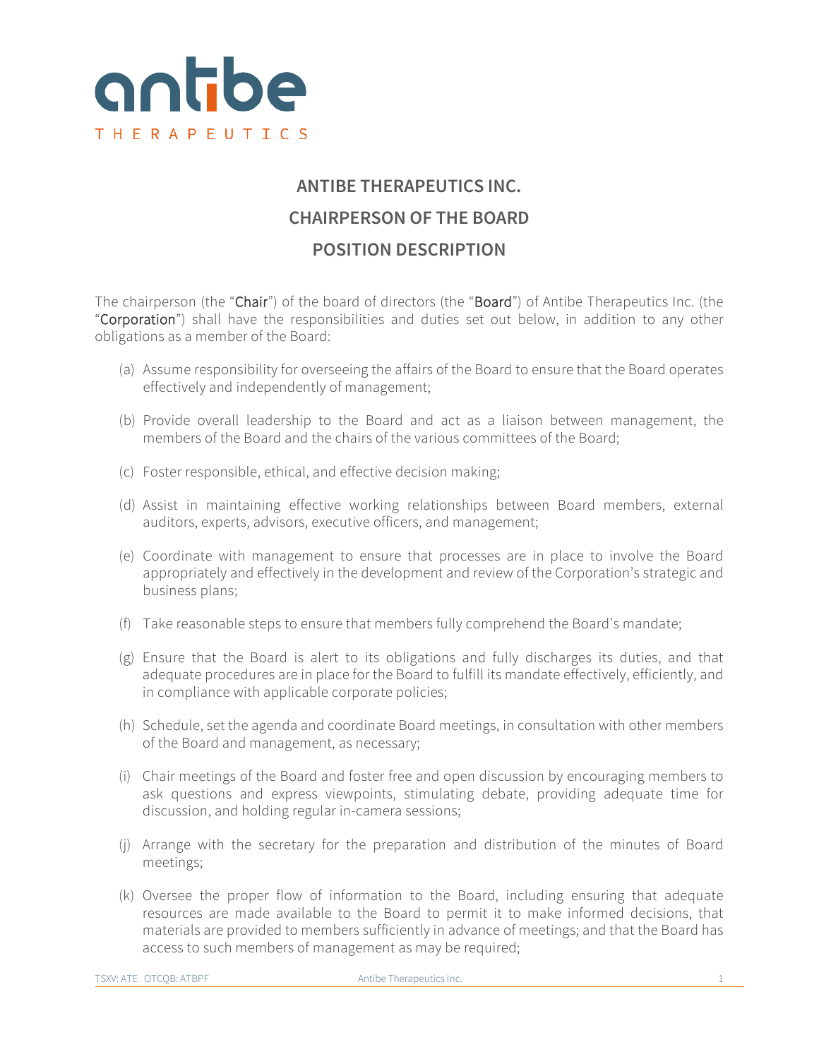antibe THERAPEUTICS

# ANTIBE THERAPEUTICS INC.
# CHAIRPERSON OF THE BOARD
# POSITION DESCRIPTION

The chairperson (the "**Chair**") of the board of directors (the "**Board**") of Antibe Therapeutics Inc. (the "**Corporation**") shall have the responsibilities and duties set out below, in addition to any other obligations as a member of the Board:

(a) Assume responsibility for overseeing the affairs of the Board to ensure that the Board operates effectively and independently of management;

(b) Provide overall leadership to the Board and act as a liaison between management, the members of the Board and the chairs of the various committees of the Board;

(c) Foster responsible, ethical, and effective decision making;

(d) Assist in maintaining effective working relationships between Board members, external auditors, experts, advisors, executive officers, and management;

(e) Coordinate with management to ensure that processes are in place to involve the Board appropriately and effectively in the development and review of the Corporation's strategic and business plans;

(f) Take reasonable steps to ensure that members fully comprehend the Board's mandate;

(g) Ensure that the Board is alert to its obligations and fully discharges its duties, and that adequate procedures are in place for the Board to fulfill its mandate effectively, efficiently, and in compliance with applicable corporate policies;

(h) Schedule, set the agenda and coordinate Board meetings, in consultation with other members of the Board and management, as necessary;

(i) Chair meetings of the Board and foster free and open discussion by encouraging members to ask questions and express viewpoints, stimulating debate, providing adequate time for discussion, and holding regular in-camera sessions;

(j) Arrange with the secretary for the preparation and distribution of the minutes of Board meetings;

(k) Oversee the proper flow of information to the Board, including ensuring that adequate resources are made available to the Board to permit it to make informed decisions, that materials are provided to members sufficiently in advance of meetings; and that the Board has access to such members of management as may be required;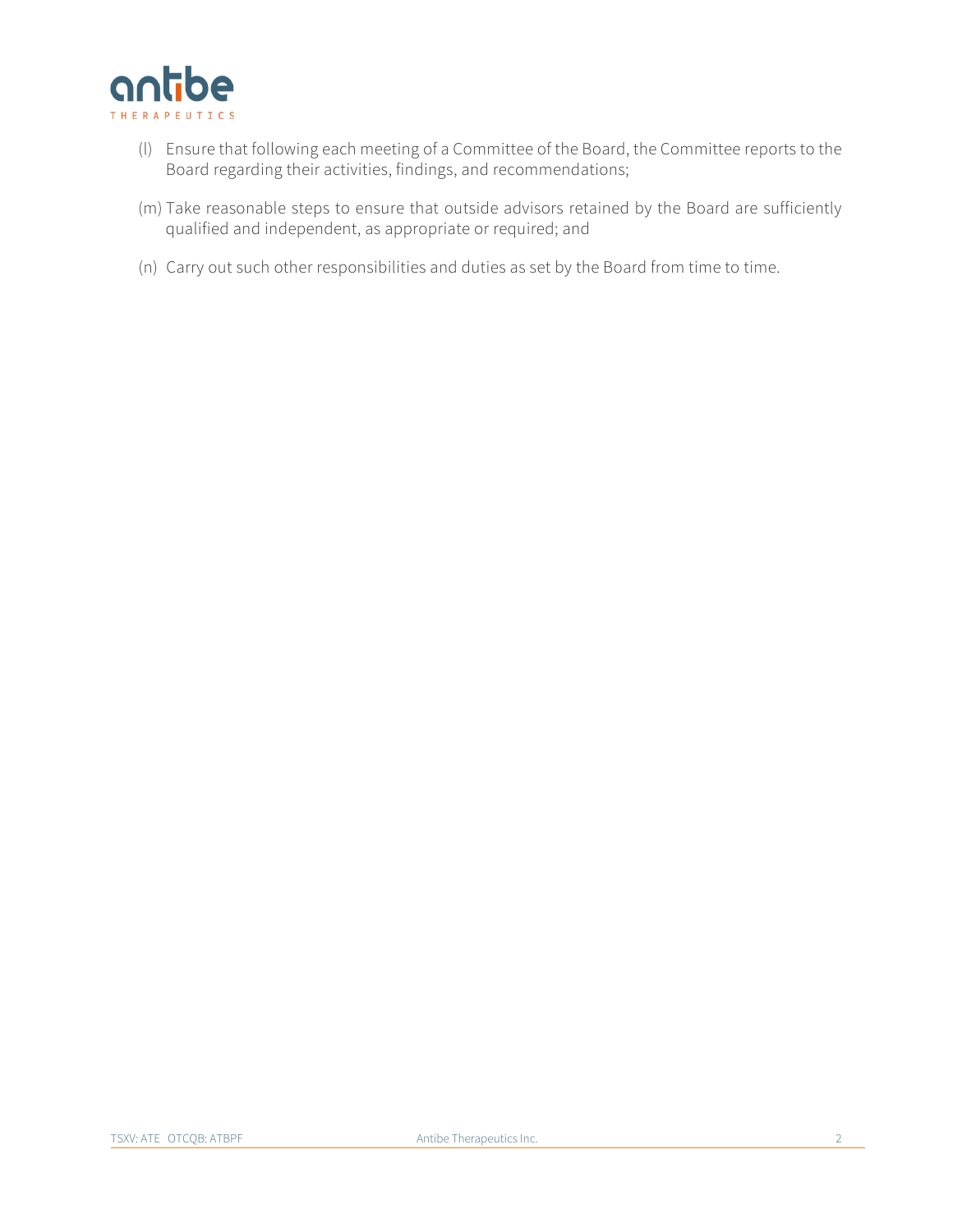(l) Ensure that following each meeting of a Committee of the Board, the Committee reports to the Board regarding their activities, findings, and recommendations;

(m) Take reasonable steps to ensure that outside advisors retained by the Board are sufficiently qualified and independent, as appropriate or required; and

(n) Carry out such other responsibilities and duties as set by the Board from time to time.